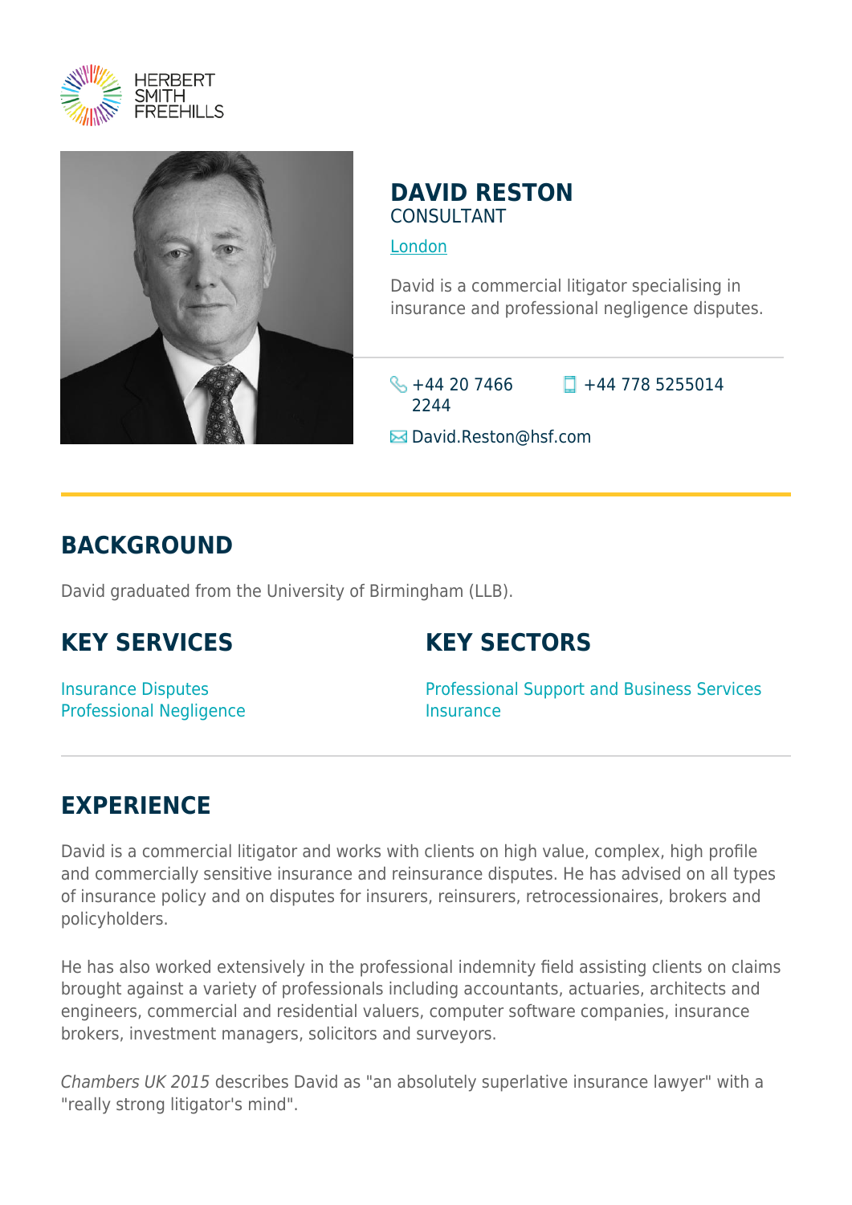HERBERT SMITH FREEHILLS

# DAVID RESTON

CONSULTANT

London

David is a commercial litigator specialising in insurance and professional negligence disputes.

+44 20 7466 2244

+44 778 5255014

David.Reston@hsf.com

## BACKGROUND

David graduated from the University of Birmingham (LLB).

## KEY SERVICES

Insurance Disputes
Professional Negligence

## KEY SECTORS

Professional Support and Business Services
Insurance

## EXPERIENCE

David is a commercial litigator and works with clients on high value, complex, high profile and commercially sensitive insurance and reinsurance disputes. He has advised on all types of insurance policy and on disputes for insurers, reinsurers, retrocessionaires, brokers and policyholders.

He has also worked extensively in the professional indemnity field assisting clients on claims brought against a variety of professionals including accountants, actuaries, architects and engineers, commercial and residential valuers, computer software companies, insurance brokers, investment managers, solicitors and surveyors.

*Chambers UK 2015* describes David as "an absolutely superlative insurance lawyer" with a "really strong litigator's mind".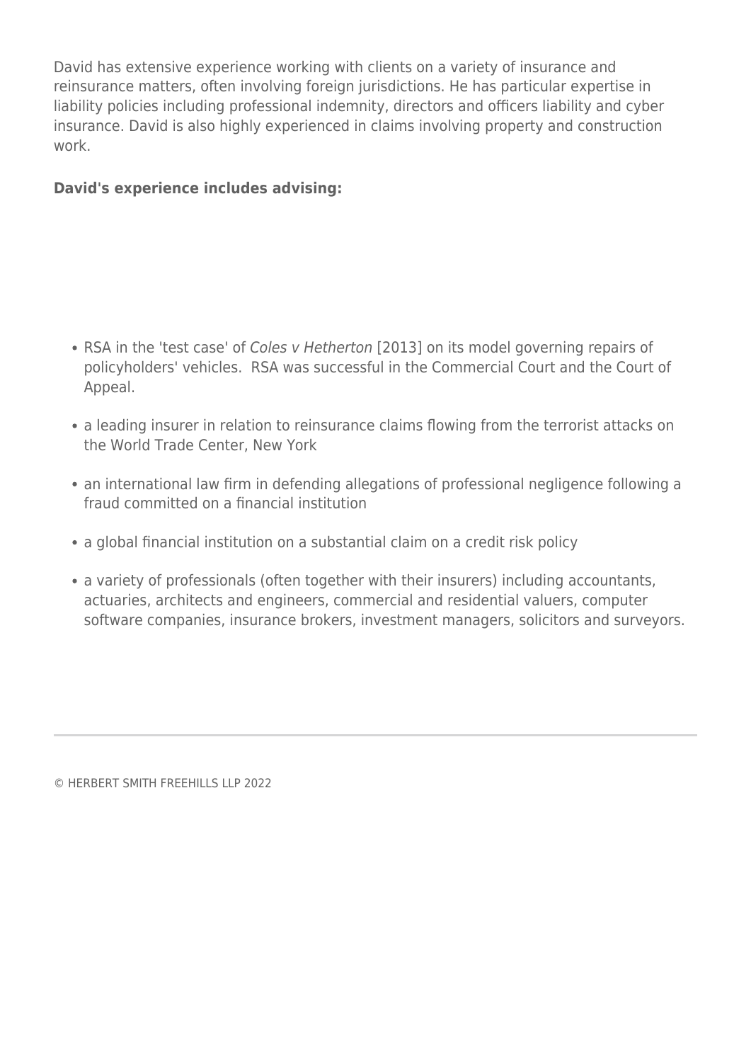David has extensive experience working with clients on a variety of insurance and reinsurance matters, often involving foreign jurisdictions. He has particular expertise in liability policies including professional indemnity, directors and officers liability and cyber insurance. David is also highly experienced in claims involving property and construction work.

**David's experience includes advising:**

- RSA in the 'test case' of *Coles v Hetherton* [2013] on its model governing repairs of policyholders' vehicles. RSA was successful in the Commercial Court and the Court of Appeal.
- a leading insurer in relation to reinsurance claims flowing from the terrorist attacks on the World Trade Center, New York
- an international law firm in defending allegations of professional negligence following a fraud committed on a financial institution
- a global financial institution on a substantial claim on a credit risk policy
- a variety of professionals (often together with their insurers) including accountants, actuaries, architects and engineers, commercial and residential valuers, computer software companies, insurance brokers, investment managers, solicitors and surveyors.

© HERBERT SMITH FREEHILLS LLP 2022